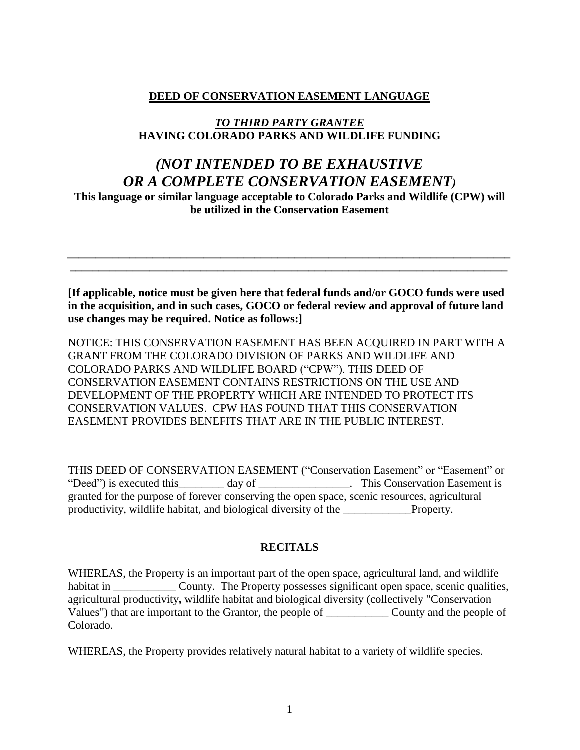**DEED OF CONSERVATION EASEMENT LANGUAGE**

***TO THIRD PARTY GRANTEE***
**HAVING COLORADO PARKS AND WILDLIFE FUNDING**

# *(NOT INTENDED TO BE EXHAUSTIVE OR A COMPLETE CONSERVATION EASEMENT)*

**This language or similar language acceptable to Colorado Parks and Wildlife (CPW) will be utilized in the Conservation Easement**

---

**[If applicable, notice must be given here that federal funds and/or GOCO funds were used in the acquisition, and in such cases, GOCO or federal review and approval of future land use changes may be required. Notice as follows:]**

NOTICE: THIS CONSERVATION EASEMENT HAS BEEN ACQUIRED IN PART WITH A GRANT FROM THE COLORADO DIVISION OF PARKS AND WILDLIFE AND COLORADO PARKS AND WILDLIFE BOARD ("CPW"). THIS DEED OF CONSERVATION EASEMENT CONTAINS RESTRICTIONS ON THE USE AND DEVELOPMENT OF THE PROPERTY WHICH ARE INTENDED TO PROTECT ITS CONSERVATION VALUES. CPW HAS FOUND THAT THIS CONSERVATION EASEMENT PROVIDES BENEFITS THAT ARE IN THE PUBLIC INTEREST.

THIS DEED OF CONSERVATION EASEMENT ("Conservation Easement" or "Easement" or "Deed") is executed this________ day of ________________. This Conservation Easement is granted for the purpose of forever conserving the open space, scenic resources, agricultural productivity, wildlife habitat, and biological diversity of the ____________Property.

## RECITALS

WHEREAS, the Property is an important part of the open space, agricultural land, and wildlife habitat in ___________ County. The Property possesses significant open space, scenic qualities, agricultural productivity**,** wildlife habitat and biological diversity (collectively "Conservation Values") that are important to the Grantor, the people of ___________ County and the people of Colorado.

WHEREAS, the Property provides relatively natural habitat to a variety of wildlife species.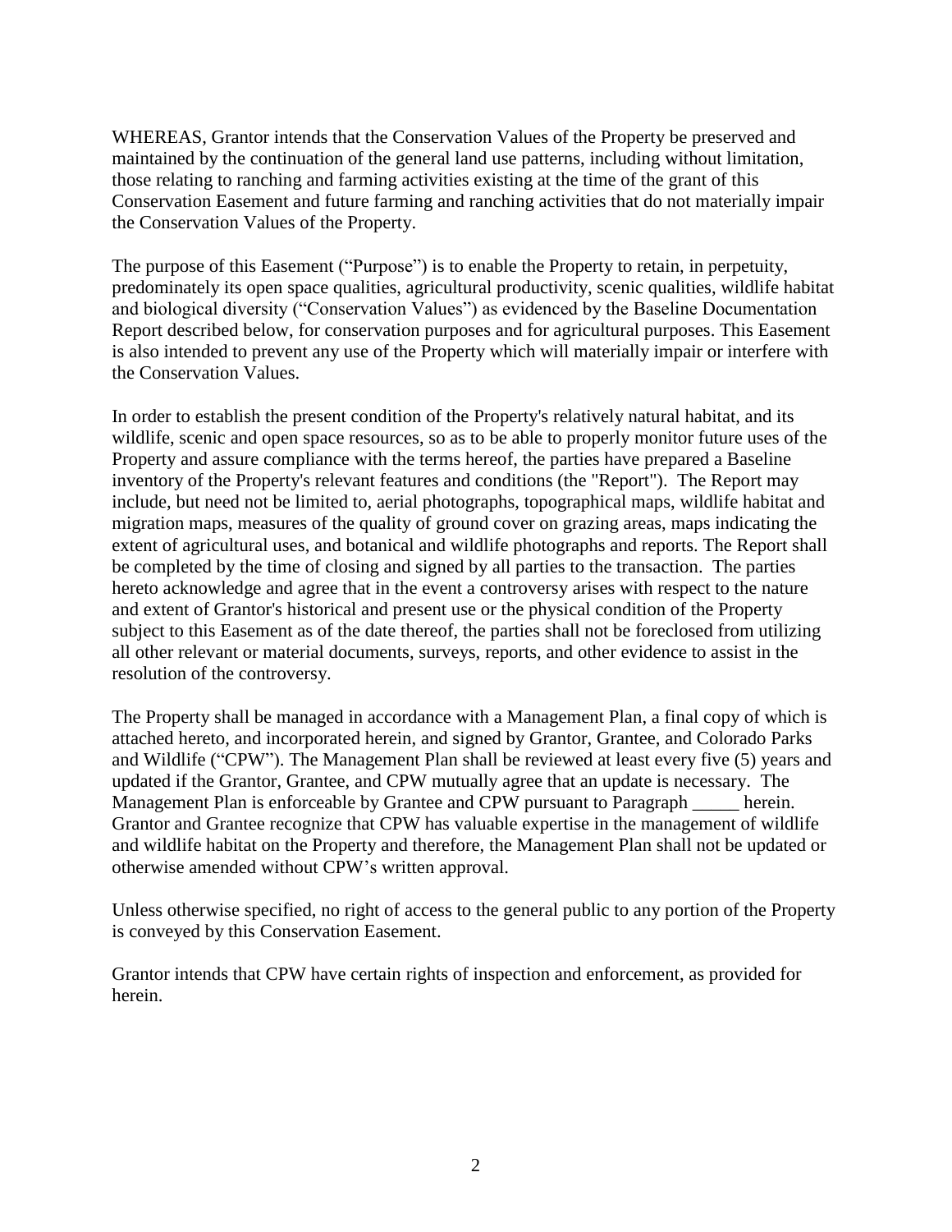WHEREAS, Grantor intends that the Conservation Values of the Property be preserved and maintained by the continuation of the general land use patterns, including without limitation, those relating to ranching and farming activities existing at the time of the grant of this Conservation Easement and future farming and ranching activities that do not materially impair the Conservation Values of the Property.

The purpose of this Easement ("Purpose") is to enable the Property to retain, in perpetuity, predominately its open space qualities, agricultural productivity, scenic qualities, wildlife habitat and biological diversity ("Conservation Values") as evidenced by the Baseline Documentation Report described below, for conservation purposes and for agricultural purposes. This Easement is also intended to prevent any use of the Property which will materially impair or interfere with the Conservation Values.

In order to establish the present condition of the Property's relatively natural habitat, and its wildlife, scenic and open space resources, so as to be able to properly monitor future uses of the Property and assure compliance with the terms hereof, the parties have prepared a Baseline inventory of the Property's relevant features and conditions (the "Report"). The Report may include, but need not be limited to, aerial photographs, topographical maps, wildlife habitat and migration maps, measures of the quality of ground cover on grazing areas, maps indicating the extent of agricultural uses, and botanical and wildlife photographs and reports. The Report shall be completed by the time of closing and signed by all parties to the transaction. The parties hereto acknowledge and agree that in the event a controversy arises with respect to the nature and extent of Grantor's historical and present use or the physical condition of the Property subject to this Easement as of the date thereof, the parties shall not be foreclosed from utilizing all other relevant or material documents, surveys, reports, and other evidence to assist in the resolution of the controversy.

The Property shall be managed in accordance with a Management Plan, a final copy of which is attached hereto, and incorporated herein, and signed by Grantor, Grantee, and Colorado Parks and Wildlife ("CPW"). The Management Plan shall be reviewed at least every five (5) years and updated if the Grantor, Grantee, and CPW mutually agree that an update is necessary. The Management Plan is enforceable by Grantee and CPW pursuant to Paragraph _____ herein. Grantor and Grantee recognize that CPW has valuable expertise in the management of wildlife and wildlife habitat on the Property and therefore, the Management Plan shall not be updated or otherwise amended without CPW's written approval.

Unless otherwise specified, no right of access to the general public to any portion of the Property is conveyed by this Conservation Easement.

Grantor intends that CPW have certain rights of inspection and enforcement, as provided for herein.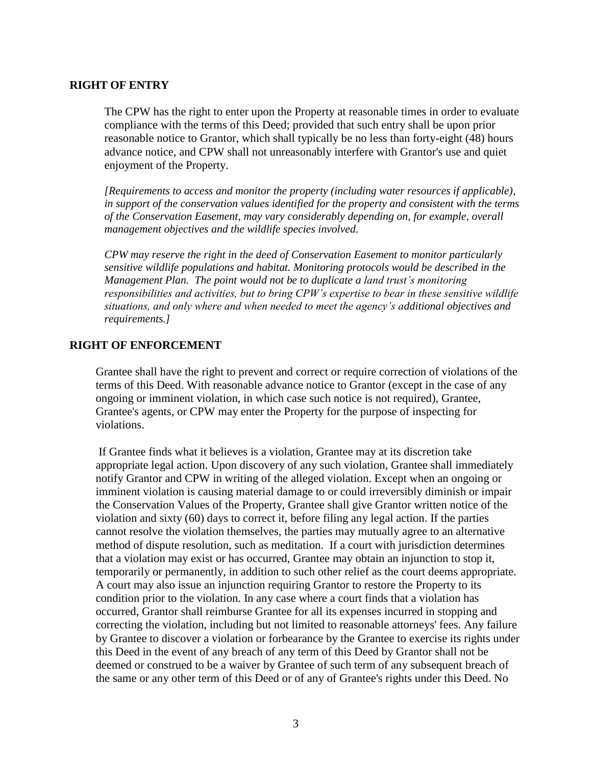## RIGHT OF ENTRY

The CPW has the right to enter upon the Property at reasonable times in order to evaluate compliance with the terms of this Deed; provided that such entry shall be upon prior reasonable notice to Grantor, which shall typically be no less than forty-eight (48) hours advance notice, and CPW shall not unreasonably interfere with Grantor's use and quiet enjoyment of the Property.

*[Requirements to access and monitor the property (including water resources if applicable), in support of the conservation values identified for the property and consistent with the terms of the Conservation Easement, may vary considerably depending on, for example, overall management objectives and the wildlife species involved.*

*CPW may reserve the right in the deed of Conservation Easement to monitor particularly sensitive wildlife populations and habitat. Monitoring protocols would be described in the Management Plan. The point would not be to duplicate a land trust's monitoring responsibilities and activities, but to bring CPW's expertise to bear in these sensitive wildlife situations, and only where and when needed to meet the agency's additional objectives and requirements.]*

## RIGHT OF ENFORCEMENT

Grantee shall have the right to prevent and correct or require correction of violations of the terms of this Deed. With reasonable advance notice to Grantor (except in the case of any ongoing or imminent violation, in which case such notice is not required), Grantee, Grantee's agents, or CPW may enter the Property for the purpose of inspecting for violations.

If Grantee finds what it believes is a violation, Grantee may at its discretion take appropriate legal action. Upon discovery of any such violation, Grantee shall immediately notify Grantor and CPW in writing of the alleged violation. Except when an ongoing or imminent violation is causing material damage to or could irreversibly diminish or impair the Conservation Values of the Property, Grantee shall give Grantor written notice of the violation and sixty (60) days to correct it, before filing any legal action. If the parties cannot resolve the violation themselves, the parties may mutually agree to an alternative method of dispute resolution, such as meditation. If a court with jurisdiction determines that a violation may exist or has occurred, Grantee may obtain an injunction to stop it, temporarily or permanently, in addition to such other relief as the court deems appropriate. A court may also issue an injunction requiring Grantor to restore the Property to its condition prior to the violation. In any case where a court finds that a violation has occurred, Grantor shall reimburse Grantee for all its expenses incurred in stopping and correcting the violation, including but not limited to reasonable attorneys' fees. Any failure by Grantee to discover a violation or forbearance by the Grantee to exercise its rights under this Deed in the event of any breach of any term of this Deed by Grantor shall not be deemed or construed to be a waiver by Grantee of such term of any subsequent breach of the same or any other term of this Deed or of any of Grantee's rights under this Deed. No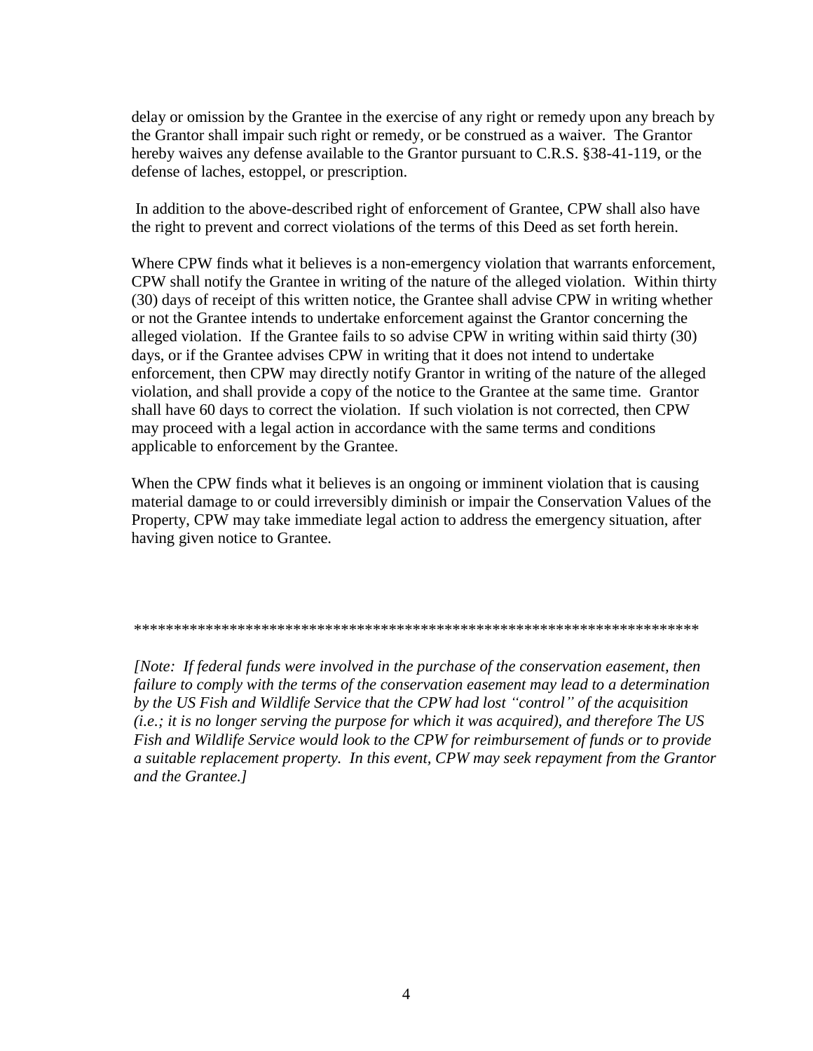delay or omission by the Grantee in the exercise of any right or remedy upon any breach by the Grantor shall impair such right or remedy, or be construed as a waiver. The Grantor hereby waives any defense available to the Grantor pursuant to C.R.S. §38-41-119, or the defense of laches, estoppel, or prescription.

In addition to the above-described right of enforcement of Grantee, CPW shall also have the right to prevent and correct violations of the terms of this Deed as set forth herein.

Where CPW finds what it believes is a non-emergency violation that warrants enforcement, CPW shall notify the Grantee in writing of the nature of the alleged violation. Within thirty (30) days of receipt of this written notice, the Grantee shall advise CPW in writing whether or not the Grantee intends to undertake enforcement against the Grantor concerning the alleged violation. If the Grantee fails to so advise CPW in writing within said thirty (30) days, or if the Grantee advises CPW in writing that it does not intend to undertake enforcement, then CPW may directly notify Grantor in writing of the nature of the alleged violation, and shall provide a copy of the notice to the Grantee at the same time. Grantor shall have 60 days to correct the violation. If such violation is not corrected, then CPW may proceed with a legal action in accordance with the same terms and conditions applicable to enforcement by the Grantee.

When the CPW finds what it believes is an ongoing or imminent violation that is causing material damage to or could irreversibly diminish or impair the Conservation Values of the Property, CPW may take immediate legal action to address the emergency situation, after having given notice to Grantee.

*************************************************************************

*[Note: If federal funds were involved in the purchase of the conservation easement, then failure to comply with the terms of the conservation easement may lead to a determination by the US Fish and Wildlife Service that the CPW had lost "control" of the acquisition (i.e.; it is no longer serving the purpose for which it was acquired), and therefore The US Fish and Wildlife Service would look to the CPW for reimbursement of funds or to provide a suitable replacement property. In this event, CPW may seek repayment from the Grantor and the Grantee.]*